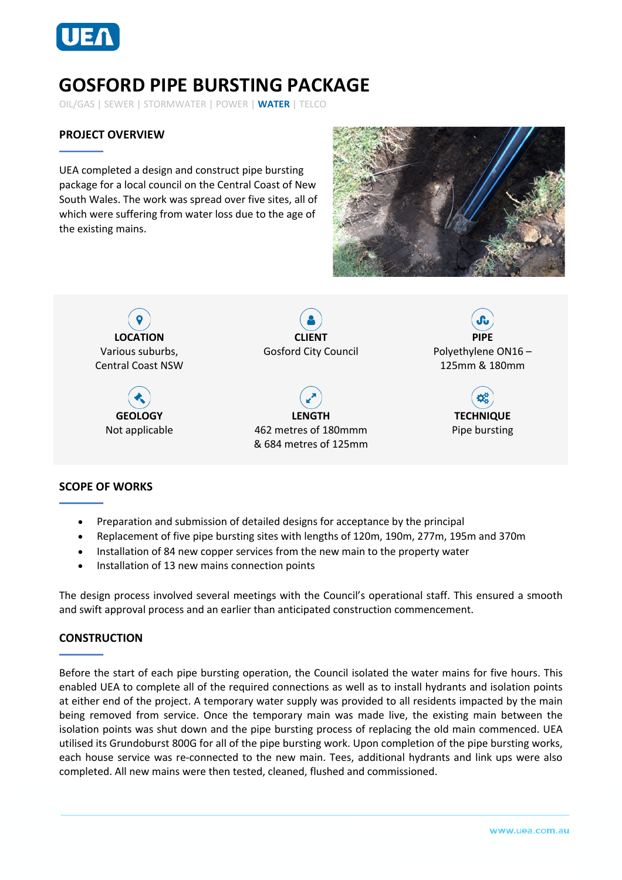# GOSFORD PIPE BURSTING PACKAGE

OIL/GAS | SEWER | STORMWATER | POWER | **WATER** | TELCO

## PROJECT OVERVIEW

UEA completed a design and construct pipe bursting package for a local council on the Central Coast of New South Wales. The work was spread over five sites, all of which were suffering from water loss due to the age of the existing mains.

**LOCATION**
Various suburbs, Central Coast NSW

**CLIENT**
Gosford City Council

**PIPE**
Polyethylene ON16 – 125mm & 180mm

**GEOLOGY**
Not applicable

**LENGTH**
462 metres of 180mmm & 684 metres of 125mm

**TECHNIQUE**
Pipe bursting

## SCOPE OF WORKS

- Preparation and submission of detailed designs for acceptance by the principal
- Replacement of five pipe bursting sites with lengths of 120m, 190m, 277m, 195m and 370m
- Installation of 84 new copper services from the new main to the property water
- Installation of 13 new mains connection points

The design process involved several meetings with the Council's operational staff. This ensured a smooth and swift approval process and an earlier than anticipated construction commencement.

## CONSTRUCTION

Before the start of each pipe bursting operation, the Council isolated the water mains for five hours. This enabled UEA to complete all of the required connections as well as to install hydrants and isolation points at either end of the project. A temporary water supply was provided to all residents impacted by the main being removed from service. Once the temporary main was made live, the existing main between the isolation points was shut down and the pipe bursting process of replacing the old main commenced. UEA utilised its Grundoburst 800G for all of the pipe bursting work. Upon completion of the pipe bursting works, each house service was re-connected to the new main. Tees, additional hydrants and link ups were also completed. All new mains were then tested, cleaned, flushed and commissioned.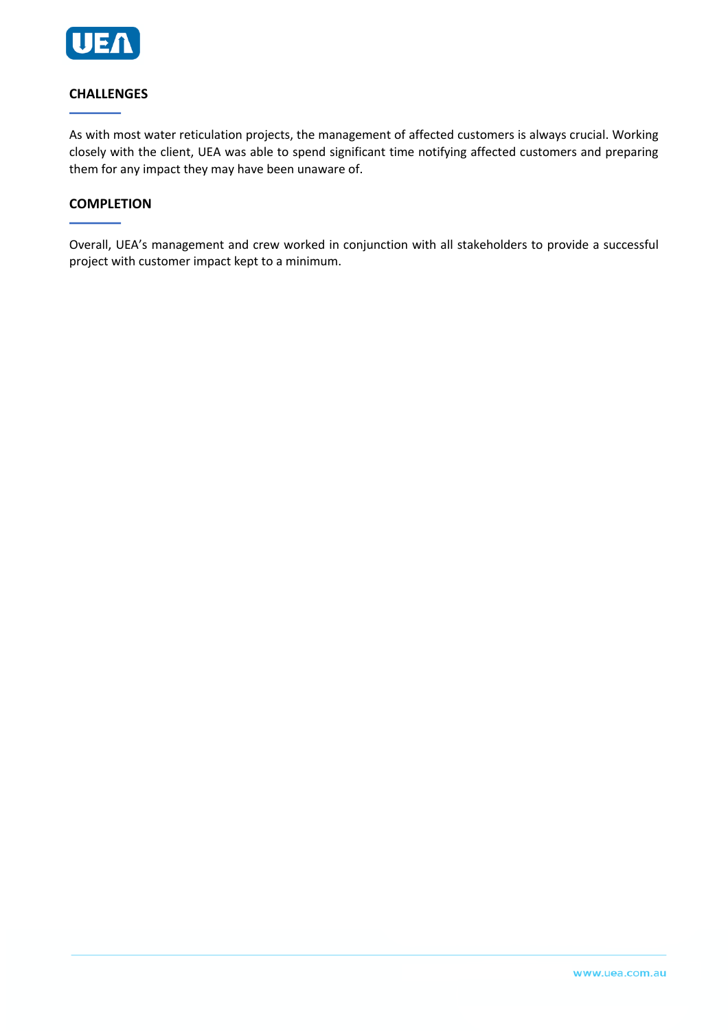## CHALLENGES

As with most water reticulation projects, the management of affected customers is always crucial. Working closely with the client, UEA was able to spend significant time notifying affected customers and preparing them for any impact they may have been unaware of.

## COMPLETION

Overall, UEA's management and crew worked in conjunction with all stakeholders to provide a successful project with customer impact kept to a minimum.